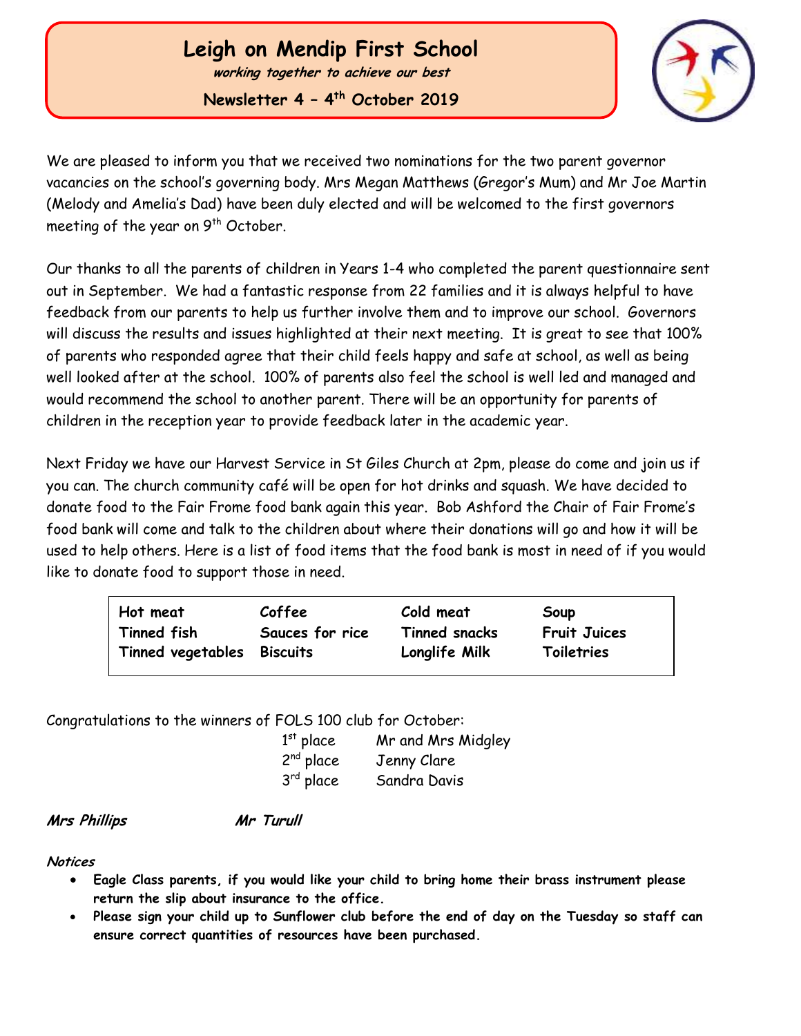# Leigh on Mendip First School

***working together to achieve our best***

**Newsletter 4 – 4th October 2019**

We are pleased to inform you that we received two nominations for the two parent governor vacancies on the school's governing body. Mrs Megan Matthews (Gregor's Mum) and Mr Joe Martin (Melody and Amelia's Dad) have been duly elected and will be welcomed to the first governors meeting of the year on 9th October.

Our thanks to all the parents of children in Years 1-4 who completed the parent questionnaire sent out in September. We had a fantastic response from 22 families and it is always helpful to have feedback from our parents to help us further involve them and to improve our school. Governors will discuss the results and issues highlighted at their next meeting. It is great to see that 100% of parents who responded agree that their child feels happy and safe at school, as well as being well looked after at the school. 100% of parents also feel the school is well led and managed and would recommend the school to another parent. There will be an opportunity for parents of children in the reception year to provide feedback later in the academic year.

Next Friday we have our Harvest Service in St Giles Church at 2pm, please do come and join us if you can. The church community café will be open for hot drinks and squash. We have decided to donate food to the Fair Frome food bank again this year. Bob Ashford the Chair of Fair Frome's food bank will come and talk to the children about where their donations will go and how it will be used to help others. Here is a list of food items that the food bank is most in need of if you would like to donate food to support those in need.

| **Hot meat** | **Coffee** | **Cold meat** | **Soup** |
|---|---|---|---|
| **Tinned fish** | **Sauces for rice** | **Tinned snacks** | **Fruit Juices** |
| **Tinned vegetables** | **Biscuits** | **Longlife Milk** | **Toiletries** |

Congratulations to the winners of FOLS 100 club for October:

| | |
|---|---|
| 1st place | Mr and Mrs Midgley |
| 2nd place | Jenny Clare |
| 3rd place | Sandra Davis |

***Mrs Phillips*** ***Mr Turull***

***Notices***

- **Eagle Class parents, if you would like your child to bring home their brass instrument please return the slip about insurance to the office.**
- **Please sign your child up to Sunflower club before the end of day on the Tuesday so staff can ensure correct quantities of resources have been purchased.**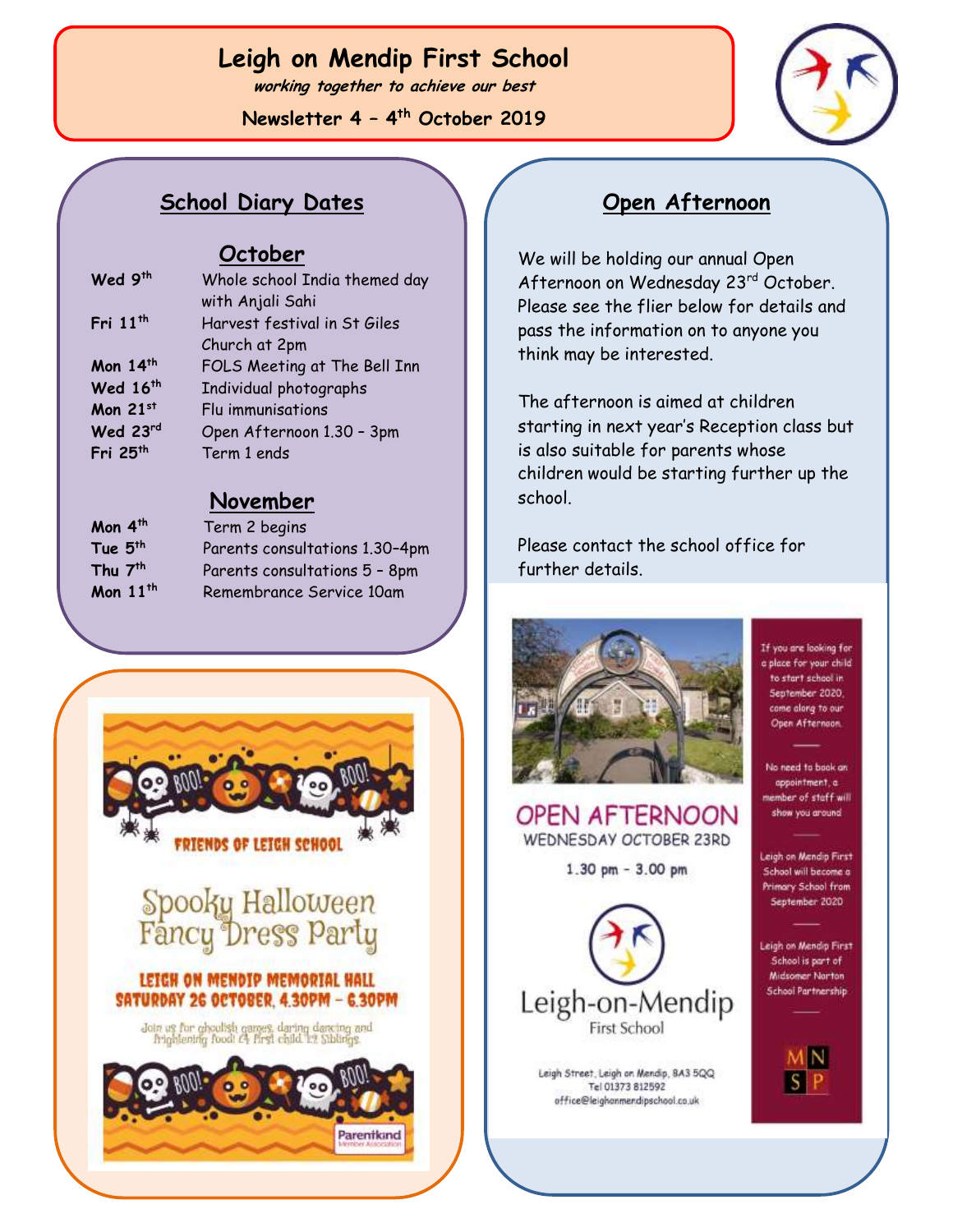# Leigh on Mendip First School

*working together to achieve our best*

**Newsletter 4 – 4th October 2019**

## School Diary Dates

### October

| | |
|---|---|
| **Wed 9th** | Whole school India themed day with Anjali Sahi |
| **Fri 11th** | Harvest festival in St Giles Church at 2pm |
| **Mon 14th** | FOLS Meeting at The Bell Inn |
| **Wed 16th** | Individual photographs |
| **Mon 21st** | Flu immunisations |
| **Wed 23rd** | Open Afternoon 1.30 – 3pm |
| **Fri 25th** | Term 1 ends |

### November

| | |
|---|---|
| **Mon 4th** | Term 2 begins |
| **Tue 5th** | Parents consultations 1.30–4pm |
| **Thu 7th** | Parents consultations 5 – 8pm |
| **Mon 11th** | Remembrance Service 10am |

FRIENDS OF LEIGH SCHOOL

Spooky Halloween Fancy Dress Party

LEIGH ON MENDIP MEMORIAL HALL
SATURDAY 26 OCTOBER, 4.30PM – 6.30PM

Join us for ghoulish games, daring dancing and frightening food! £4 first child £2 Siblings

Parentkind

## Open Afternoon

We will be holding our annual Open Afternoon on Wednesday 23rd October. Please see the flier below for details and pass the information on to anyone you think may be interested.

The afternoon is aimed at children starting in next year's Reception class but is also suitable for parents whose children would be starting further up the school.

Please contact the school office for further details.

OPEN AFTERNOON
WEDNESDAY OCTOBER 23RD
1.30 pm – 3.00 pm

Leigh-on-Mendip First School

Leigh Street, Leigh on Mendip, BA3 5QQ
Tel 01373 812592
office@leighonmendipschool.co.uk

If you are looking for a place for your child to start school in September 2020, come along to our Open Afternoon.

No need to book an appointment, a member of staff will show you around

Leigh on Mendip First School will become a Primary School from September 2020

Leigh on Mendip First School is part of Midsomer Norton School Partnership

MNSP